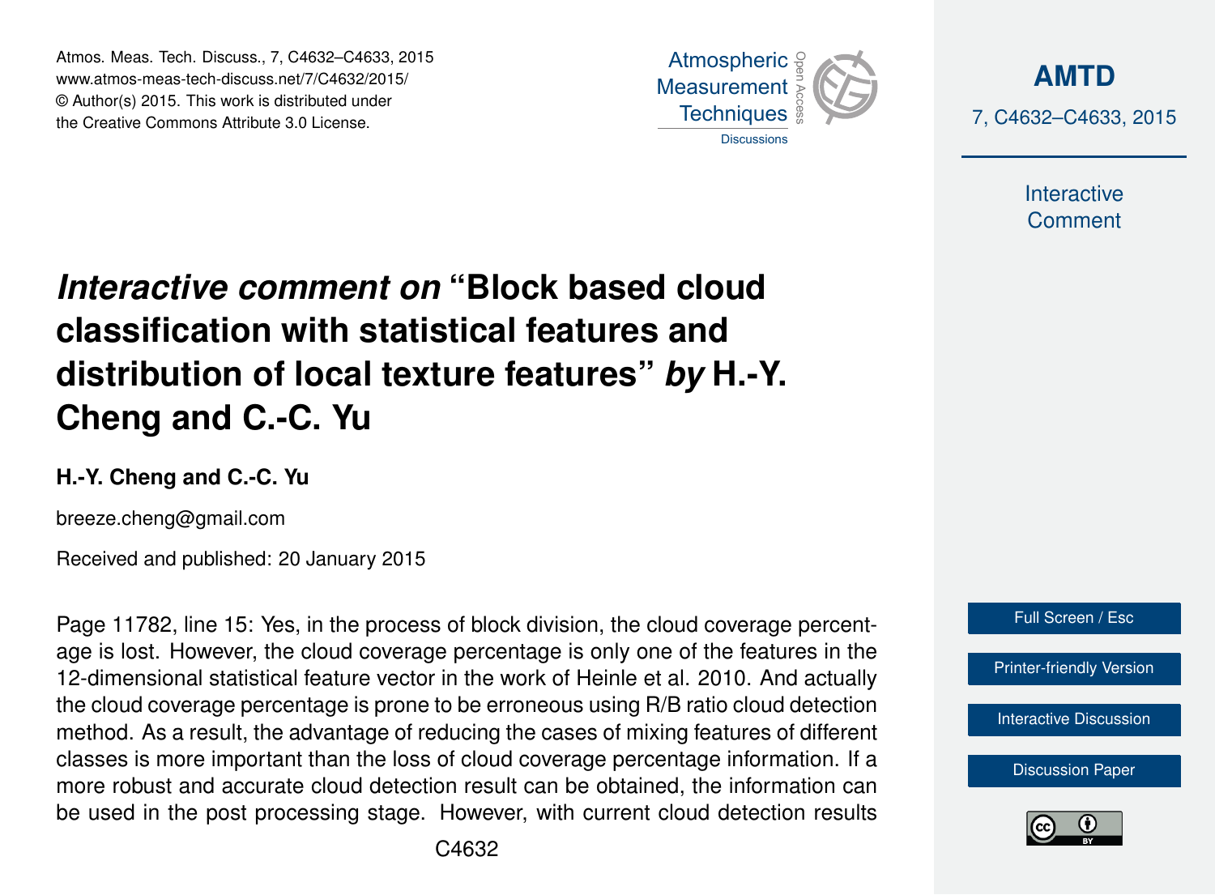# *Interactive comment on* "Block based cloud classification with statistical features and distribution of local texture features" *by* H.-Y. Cheng and C.-C. Yu

**H.-Y. Cheng and C.-C. Yu**

breeze.cheng@gmail.com

Received and published: 20 January 2015

Page 11782, line 15: Yes, in the process of block division, the cloud coverage percentage is lost. However, the cloud coverage percentage is only one of the features in the 12-dimensional statistical feature vector in the work of Heinle et al. 2010. And actually the cloud coverage percentage is prone to be erroneous using R/B ratio cloud detection method. As a result, the advantage of reducing the cases of mixing features of different classes is more important than the loss of cloud coverage percentage information. If a more robust and accurate cloud detection result can be obtained, the information can be used in the post processing stage. However, with current cloud detection results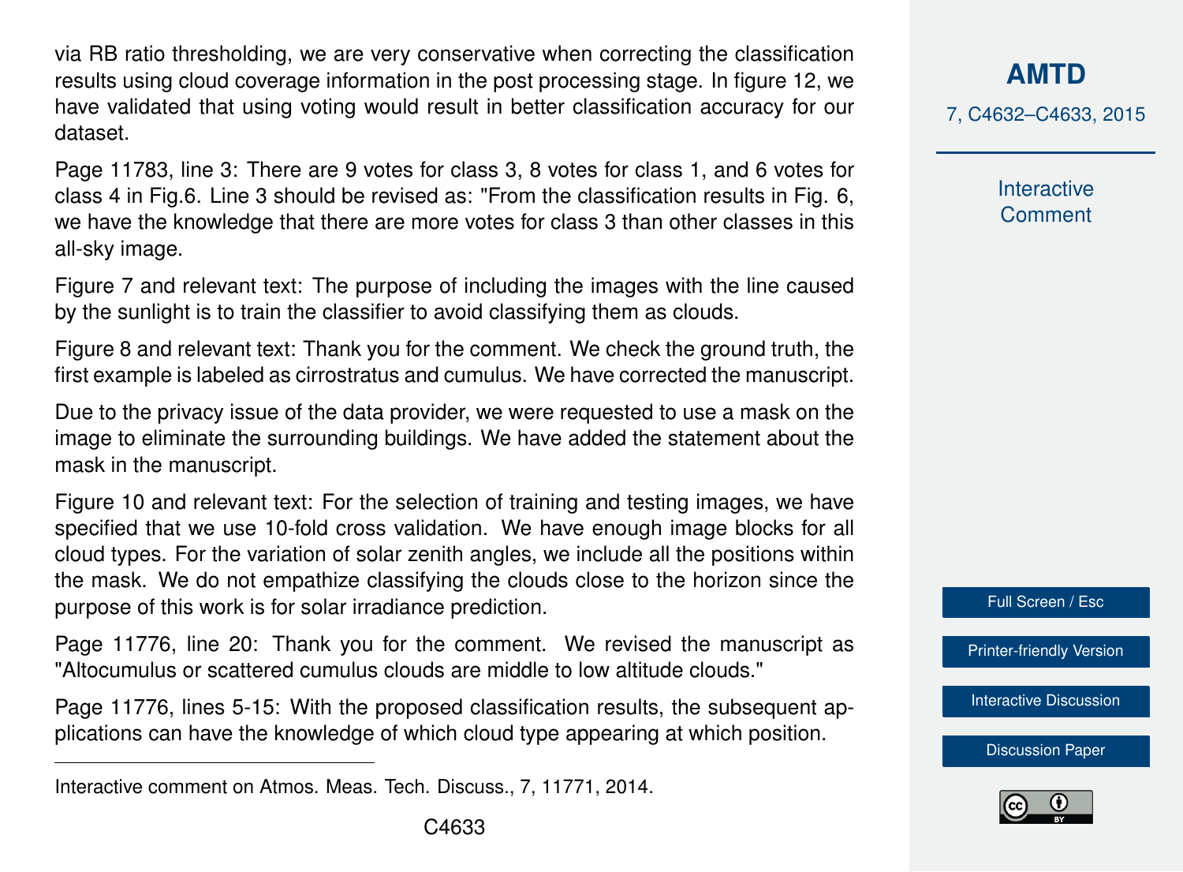via RB ratio thresholding, we are very conservative when correcting the classification results using cloud coverage information in the post processing stage. In figure 12, we have validated that using voting would result in better classification accuracy for our dataset.

Page 11783, line 3: There are 9 votes for class 3, 8 votes for class 1, and 6 votes for class 4 in Fig.6. Line 3 should be revised as: "From the classification results in Fig. 6, we have the knowledge that there are more votes for class 3 than other classes in this all-sky image.

Figure 7 and relevant text: The purpose of including the images with the line caused by the sunlight is to train the classifier to avoid classifying them as clouds.

Figure 8 and relevant text: Thank you for the comment. We check the ground truth, the first example is labeled as cirrostratus and cumulus. We have corrected the manuscript.

Due to the privacy issue of the data provider, we were requested to use a mask on the image to eliminate the surrounding buildings. We have added the statement about the mask in the manuscript.

Figure 10 and relevant text: For the selection of training and testing images, we have specified that we use 10-fold cross validation. We have enough image blocks for all cloud types. For the variation of solar zenith angles, we include all the positions within the mask. We do not empathize classifying the clouds close to the horizon since the purpose of this work is for solar irradiance prediction.

Page 11776, line 20: Thank you for the comment. We revised the manuscript as "Altocumulus or scattered cumulus clouds are middle to low altitude clouds."

Page 11776, lines 5-15: With the proposed classification results, the subsequent applications can have the knowledge of which cloud type appearing at which position.

---

Interactive comment on Atmos. Meas. Tech. Discuss., 7, 11771, 2014.